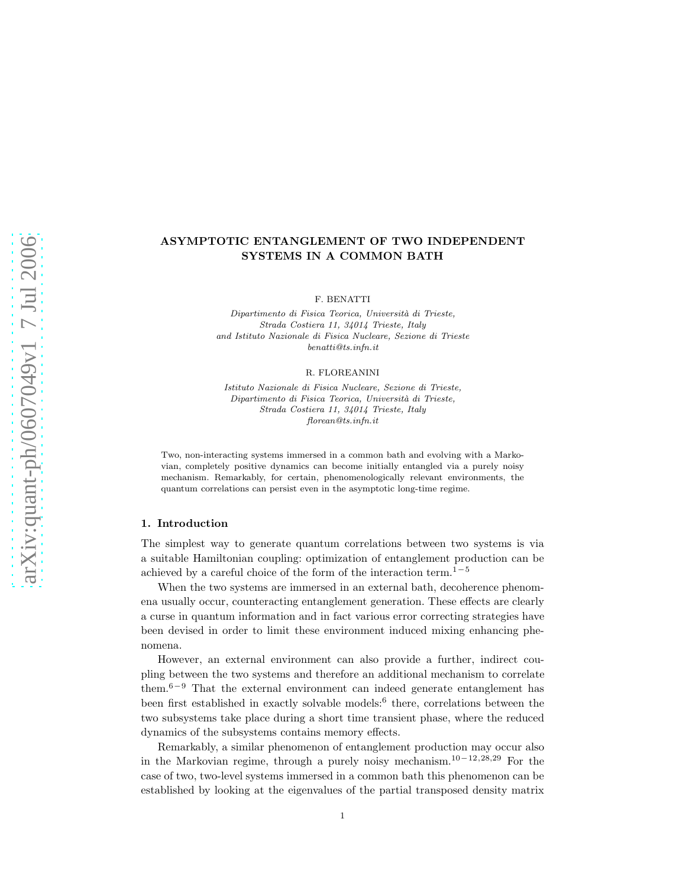# ASYMPTOTIC ENTANGLEMENT OF TWO INDEPENDENT SYSTEMS IN A COMMON BATH

F. BENATTI

*Dipartimento di Fisica Teorica, Università di Trieste,*
*Strada Costiera 11, 34014 Trieste, Italy*
*and Istituto Nazionale di Fisica Nucleare, Sezione di Trieste*
*benatti@ts.infn.it*

R. FLOREANINI

*Istituto Nazionale di Fisica Nucleare, Sezione di Trieste,*
*Dipartimento di Fisica Teorica, Università di Trieste,*
*Strada Costiera 11, 34014 Trieste, Italy*
*florean@ts.infn.it*

Two, non-interacting systems immersed in a common bath and evolving with a Markovian, completely positive dynamics can become initially entangled via a purely noisy mechanism. Remarkably, for certain, phenomenologically relevant environments, the quantum correlations can persist even in the asymptotic long-time regime.

## 1. Introduction

The simplest way to generate quantum correlations between two systems is via a suitable Hamiltonian coupling: optimization of entanglement production can be achieved by a careful choice of the form of the interaction term.[1−5]

When the two systems are immersed in an external bath, decoherence phenomena usually occur, counteracting entanglement generation. These effects are clearly a curse in quantum information and in fact various error correcting strategies have been devised in order to limit these environment induced mixing enhancing phenomena.

However, an external environment can also provide a further, indirect coupling between the two systems and therefore an additional mechanism to correlate them.[6−9] That the external environment can indeed generate entanglement has been first established in exactly solvable models:[6] there, correlations between the two subsystems take place during a short time transient phase, where the reduced dynamics of the subsystems contains memory effects.

Remarkably, a similar phenomenon of entanglement production may occur also in the Markovian regime, through a purely noisy mechanism.[10−12,28,29] For the case of two, two-level systems immersed in a common bath this phenomenon can be established by looking at the eigenvalues of the partial transposed density matrix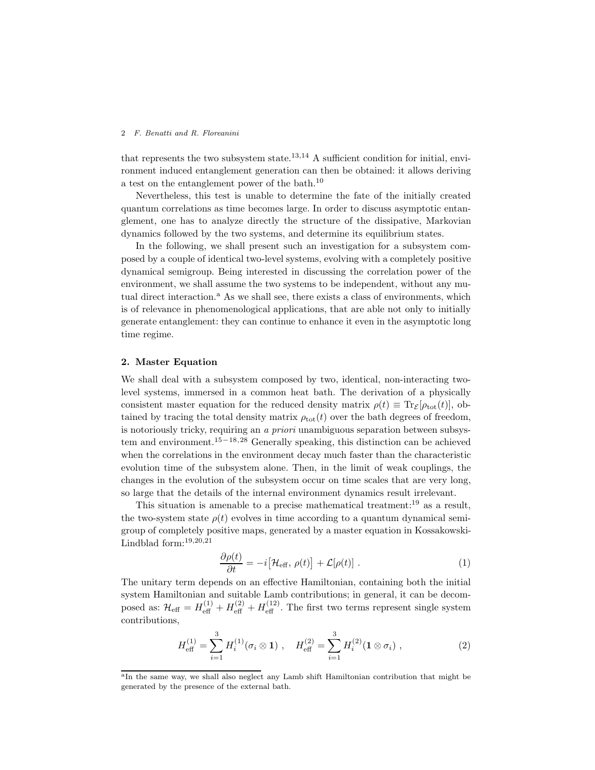that represents the two subsystem state.[13,14] A sufficient condition for initial, environment induced entanglement generation can then be obtained: it allows deriving a test on the entanglement power of the bath.[10]

Nevertheless, this test is unable to determine the fate of the initially created quantum correlations as time becomes large. In order to discuss asymptotic entanglement, one has to analyze directly the structure of the dissipative, Markovian dynamics followed by the two systems, and determine its equilibrium states.

In the following, we shall present such an investigation for a subsystem composed by a couple of identical two-level systems, evolving with a completely positive dynamical semigroup. Being interested in discussing the correlation power of the environment, we shall assume the two systems to be independent, without any mutual direct interaction.[a] As we shall see, there exists a class of environments, which is of relevance in phenomenological applications, that are able not only to initially generate entanglement: they can continue to enhance it even in the asymptotic long time regime.

## 2. Master Equation

We shall deal with a subsystem composed by two, identical, non-interacting two-level systems, immersed in a common heat bath. The derivation of a physically consistent master equation for the reduced density matrix $\rho(t) \equiv \mathrm{Tr}_{\mathcal{E}}[\rho_{\rm tot}(t)]$, obtained by tracing the total density matrix $\rho_{\rm tot}(t)$ over the bath degrees of freedom, is notoriously tricky, requiring an *a priori* unambiguous separation between subsystem and environment.[15−18,28] Generally speaking, this distinction can be achieved when the correlations in the environment decay much faster than the characteristic evolution time of the subsystem alone. Then, in the limit of weak couplings, the changes in the evolution of the subsystem occur on time scales that are very long, so large that the details of the internal environment dynamics result irrelevant.

This situation is amenable to a precise mathematical treatment:[19] as a result, the two-system state $\rho(t)$ evolves in time according to a quantum dynamical semigroup of completely positive maps, generated by a master equation in Kossakowski-Lindblad form:[19,20,21]

$$\frac{\partial \rho(t)}{\partial t} = -i\big[\mathcal{H}_{\rm eff},\, \rho(t)\big] + \mathcal{L}[\rho(t)]\ . \tag{1}$$

The unitary term depends on an effective Hamiltonian, containing both the initial system Hamiltonian and suitable Lamb contributions; in general, it can be decomposed as: $\mathcal{H}_{\rm eff} = H^{(1)}_{\rm eff} + H^{(2)}_{\rm eff} + H^{(12)}_{\rm eff}$. The first two terms represent single system contributions,

$$H^{(1)}_{\rm eff} = \sum_{i=1}^{3} H^{(1)}_i (\sigma_i \otimes \mathbf{1})\ , \quad H^{(2)}_{\rm eff} = \sum_{i=1}^{3} H^{(2)}_i (\mathbf{1} \otimes \sigma_i)\ , \tag{2}$$

[a] In the same way, we shall also neglect any Lamb shift Hamiltonian contribution that might be generated by the presence of the external bath.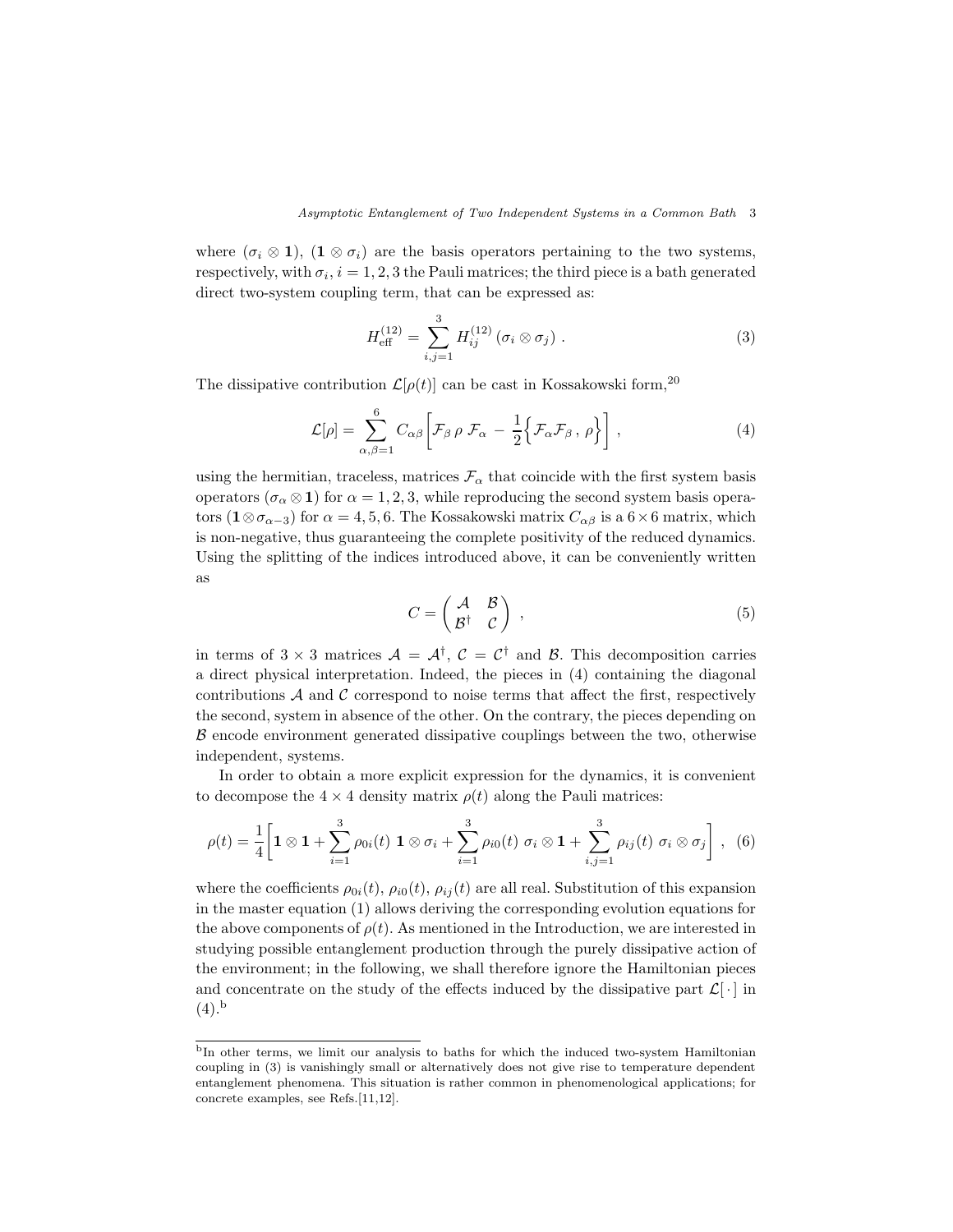where $(\sigma_i \otimes \mathbf{1})$, $(\mathbf{1} \otimes \sigma_i)$ are the basis operators pertaining to the two systems, respectively, with $\sigma_i$, $i = 1, 2, 3$ the Pauli matrices; the third piece is a bath generated direct two-system coupling term, that can be expressed as:

$$
H_{\rm eff}^{(12)} = \sum_{i,j=1}^{3} H_{ij}^{(12)} \left(\sigma_i \otimes \sigma_j\right) . \tag{3}
$$

The dissipative contribution $\mathcal{L}[\rho(t)]$ can be cast in Kossakowski form,[20]

$$
\mathcal{L}[\rho] = \sum_{\alpha,\beta=1}^{6} C_{\alpha\beta} \left[ \mathcal{F}_\beta \, \rho \, \mathcal{F}_\alpha \, - \, \frac{1}{2} \Big\{ \mathcal{F}_\alpha \mathcal{F}_\beta \, , \, \rho \Big\} \right] , \tag{4}
$$

using the hermitian, traceless, matrices $\mathcal{F}_\alpha$ that coincide with the first system basis operators $(\sigma_\alpha \otimes \mathbf{1})$ for $\alpha = 1, 2, 3$, while reproducing the second system basis operators $(\mathbf{1} \otimes \sigma_{\alpha-3})$ for $\alpha = 4, 5, 6$. The Kossakowski matrix $C_{\alpha\beta}$ is a $6 \times 6$ matrix, which is non-negative, thus guaranteeing the complete positivity of the reduced dynamics. Using the splitting of the indices introduced above, it can be conveniently written as

$$
C = \begin{pmatrix} \mathcal{A} & \mathcal{B} \\ \mathcal{B}^\dagger & \mathcal{C} \end{pmatrix} , \tag{5}
$$

in terms of $3 \times 3$ matrices $\mathcal{A} = \mathcal{A}^\dagger$, $\mathcal{C} = \mathcal{C}^\dagger$ and $\mathcal{B}$. This decomposition carries a direct physical interpretation. Indeed, the pieces in (4) containing the diagonal contributions $\mathcal{A}$ and $\mathcal{C}$ correspond to noise terms that affect the first, respectively the second, system in absence of the other. On the contrary, the pieces depending on $\mathcal{B}$ encode environment generated dissipative couplings between the two, otherwise independent, systems.

In order to obtain a more explicit expression for the dynamics, it is convenient to decompose the $4 \times 4$ density matrix $\rho(t)$ along the Pauli matrices:

$$
\rho(t) = \frac{1}{4} \left[ \mathbf{1} \otimes \mathbf{1} + \sum_{i=1}^{3} \rho_{0i}(t) \; \mathbf{1} \otimes \sigma_i + \sum_{i=1}^{3} \rho_{i0}(t) \; \sigma_i \otimes \mathbf{1} + \sum_{i,j=1}^{3} \rho_{ij}(t) \; \sigma_i \otimes \sigma_j \right] , \tag{6}
$$

where the coefficients $\rho_{0i}(t)$, $\rho_{i0}(t)$, $\rho_{ij}(t)$ are all real. Substitution of this expansion in the master equation (1) allows deriving the corresponding evolution equations for the above components of $\rho(t)$. As mentioned in the Introduction, we are interested in studying possible entanglement production through the purely dissipative action of the environment; in the following, we shall therefore ignore the Hamiltonian pieces and concentrate on the study of the effects induced by the dissipative part $\mathcal{L}[\,\cdot\,]$ in (4).[b]

---

[b] In other terms, we limit our analysis to baths for which the induced two-system Hamiltonian coupling in (3) is vanishingly small or alternatively does not give rise to temperature dependent entanglement phenomena. This situation is rather common in phenomenological applications; for concrete examples, see Refs.[11,12].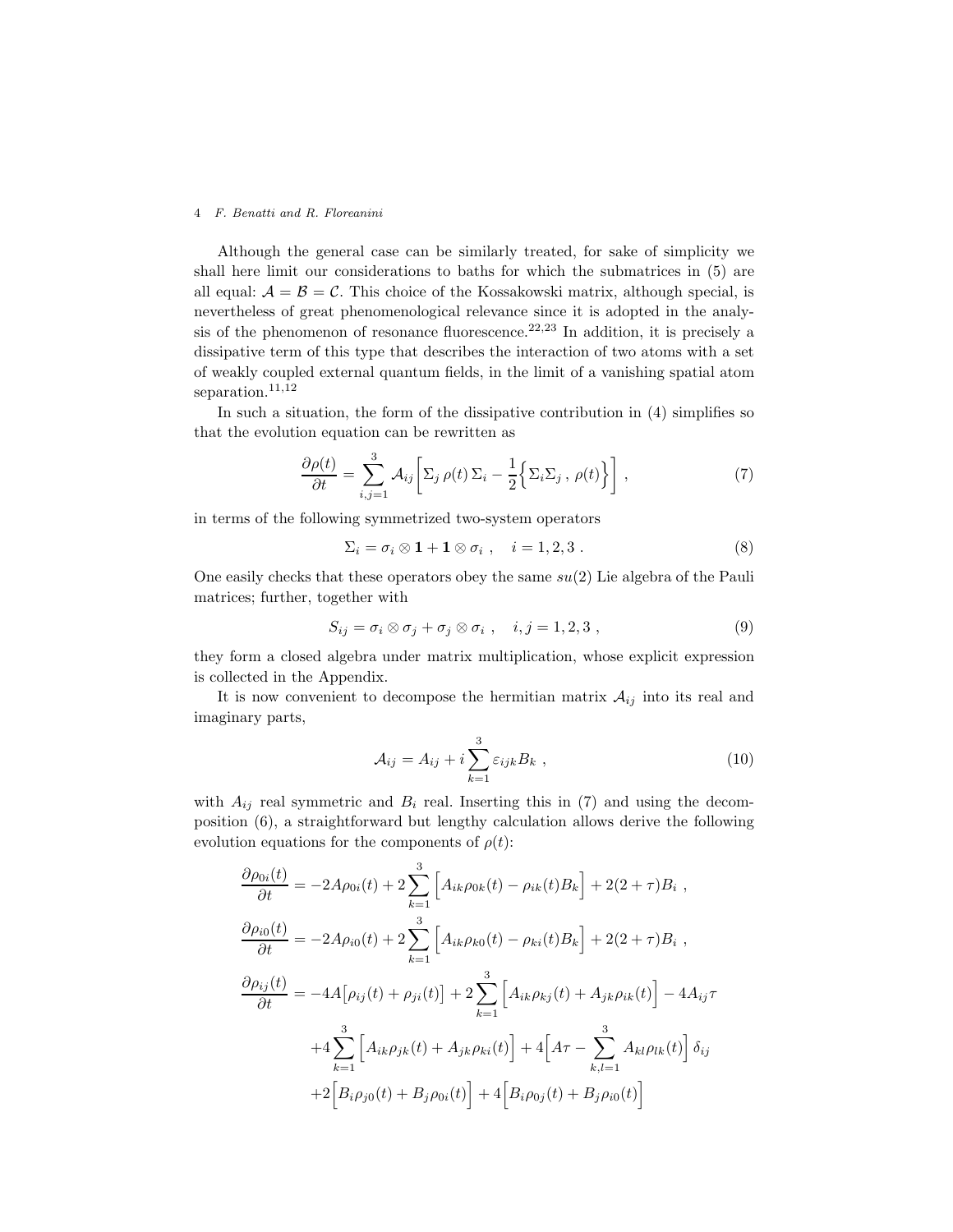Although the general case can be similarly treated, for sake of simplicity we shall here limit our considerations to baths for which the submatrices in (5) are all equal: $\mathcal{A} = \mathcal{B} = \mathcal{C}$. This choice of the Kossakowski matrix, although special, is nevertheless of great phenomenological relevance since it is adopted in the analysis of the phenomenon of resonance fluorescence.[22,23] In addition, it is precisely a dissipative term of this type that describes the interaction of two atoms with a set of weakly coupled external quantum fields, in the limit of a vanishing spatial atom separation.[11,12]

In such a situation, the form of the dissipative contribution in (4) simplifies so that the evolution equation can be rewritten as

$$\frac{\partial \rho(t)}{\partial t} = \sum_{i,j=1}^{3} \mathcal{A}_{ij} \bigg[ \Sigma_j \, \rho(t) \, \Sigma_i - \frac{1}{2} \Big\{ \Sigma_i \Sigma_j \, , \, \rho(t) \Big\} \bigg] \, , \tag{7}$$

in terms of the following symmetrized two-system operators

$$\Sigma_i = \sigma_i \otimes \mathbf{1} + \mathbf{1} \otimes \sigma_i \, , \quad i = 1, 2, 3 \, . \tag{8}$$

One easily checks that these operators obey the same $su(2)$ Lie algebra of the Pauli matrices; further, together with

$$S_{ij} = \sigma_i \otimes \sigma_j + \sigma_j \otimes \sigma_i \, , \quad i, j = 1, 2, 3 \, , \tag{9}$$

they form a closed algebra under matrix multiplication, whose explicit expression is collected in the Appendix.

It is now convenient to decompose the hermitian matrix $\mathcal{A}_{ij}$ into its real and imaginary parts,

$$\mathcal{A}_{ij} = A_{ij} + i \sum_{k=1}^{3} \varepsilon_{ijk} B_k \, , \tag{10}$$

with $A_{ij}$ real symmetric and $B_i$ real. Inserting this in (7) and using the decomposition (6), a straightforward but lengthy calculation allows derive the following evolution equations for the components of $\rho(t)$:

$$
\begin{aligned}
\frac{\partial \rho_{0i}(t)}{\partial t} &= -2A\rho_{0i}(t) + 2\sum_{k=1}^{3} \Big[ A_{ik}\rho_{0k}(t) - \rho_{ik}(t) B_k \Big] + 2(2+\tau) B_i \, , \\
\frac{\partial \rho_{i0}(t)}{\partial t} &= -2A\rho_{i0}(t) + 2\sum_{k=1}^{3} \Big[ A_{ik}\rho_{k0}(t) - \rho_{ki}(t) B_k \Big] + 2(2+\tau) B_i \, , \\
\frac{\partial \rho_{ij}(t)}{\partial t} &= -4A\big[\rho_{ij}(t) + \rho_{ji}(t)\big] + 2\sum_{k=1}^{3} \Big[ A_{ik}\rho_{kj}(t) + A_{jk}\rho_{ik}(t) \Big] - 4A_{ij}\tau \\
&\quad + 4\sum_{k=1}^{3} \Big[ A_{ik}\rho_{jk}(t) + A_{jk}\rho_{ki}(t) \Big] + 4\Big[ A\tau - \sum_{k,l=1}^{3} A_{kl}\rho_{lk}(t) \Big] \delta_{ij} \\
&\quad + 2\Big[ B_i\rho_{j0}(t) + B_j\rho_{0i}(t) \Big] + 4\Big[ B_i\rho_{0j}(t) + B_j\rho_{i0}(t) \Big]
\end{aligned}
$$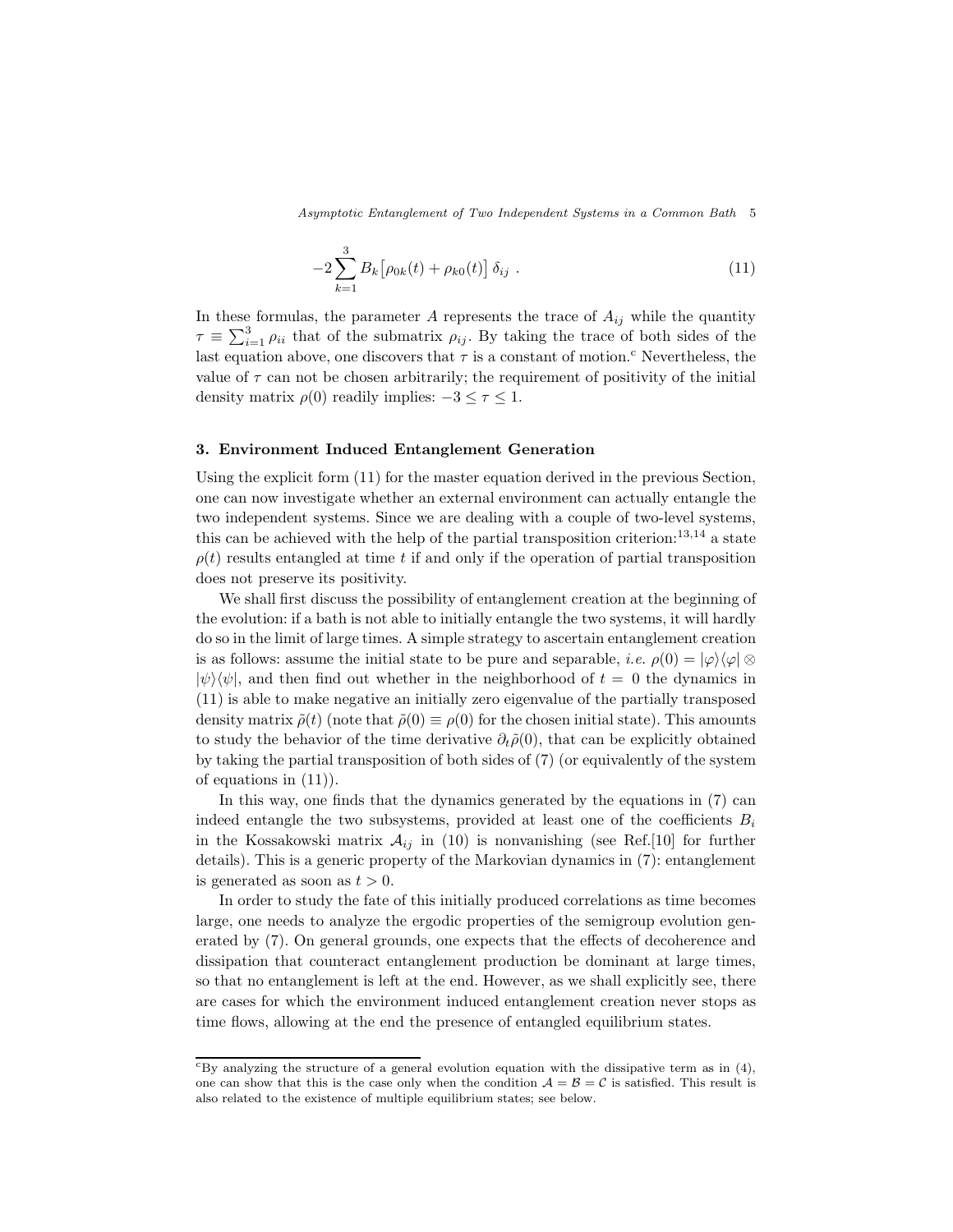$$
-2\sum_{k=1}^{3} B_k\big[\rho_{0k}(t) + \rho_{k0}(t)\big]\,\delta_{ij}\ . \tag{11}
$$

In these formulas, the parameter $A$ represents the trace of $A_{ij}$ while the quantity $\tau \equiv \sum_{i=1}^{3} \rho_{ii}$ that of the submatrix $\rho_{ij}$. By taking the trace of both sides of the last equation above, one discovers that $\tau$ is a constant of motion.[c] Nevertheless, the value of $\tau$ can not be chosen arbitrarily; the requirement of positivity of the initial density matrix $\rho(0)$ readily implies: $-3 \leq \tau \leq 1$.

## 3. Environment Induced Entanglement Generation

Using the explicit form (11) for the master equation derived in the previous Section, one can now investigate whether an external environment can actually entangle the two independent systems. Since we are dealing with a couple of two-level systems, this can be achieved with the help of the partial transposition criterion:[13,14] a state $\rho(t)$ results entangled at time $t$ if and only if the operation of partial transposition does not preserve its positivity.

We shall first discuss the possibility of entanglement creation at the beginning of the evolution: if a bath is not able to initially entangle the two systems, it will hardly do so in the limit of large times. A simple strategy to ascertain entanglement creation is as follows: assume the initial state to be pure and separable, *i.e.* $\rho(0) = |\varphi\rangle\langle\varphi| \otimes |\psi\rangle\langle\psi|$, and then find out whether in the neighborhood of $t = 0$ the dynamics in (11) is able to make negative an initially zero eigenvalue of the partially transposed density matrix $\tilde{\rho}(t)$ (note that $\tilde{\rho}(0) \equiv \rho(0)$ for the chosen initial state). This amounts to study the behavior of the time derivative $\partial_t \tilde{\rho}(0)$, that can be explicitly obtained by taking the partial transposition of both sides of (7) (or equivalently of the system of equations in (11)).

In this way, one finds that the dynamics generated by the equations in (7) can indeed entangle the two subsystems, provided at least one of the coefficients $B_i$ in the Kossakowski matrix $\mathcal{A}_{ij}$ in (10) is nonvanishing (see Ref.[10] for further details). This is a generic property of the Markovian dynamics in (7): entanglement is generated as soon as $t > 0$.

In order to study the fate of this initially produced correlations as time becomes large, one needs to analyze the ergodic properties of the semigroup evolution generated by (7). On general grounds, one expects that the effects of decoherence and dissipation that counteract entanglement production be dominant at large times, so that no entanglement is left at the end. However, as we shall explicitly see, there are cases for which the environment induced entanglement creation never stops as time flows, allowing at the end the presence of entangled equilibrium states.

---

[c] By analyzing the structure of a general evolution equation with the dissipative term as in (4), one can show that this is the case only when the condition $\mathcal{A} = \mathcal{B} = \mathcal{C}$ is satisfied. This result is also related to the existence of multiple equilibrium states; see below.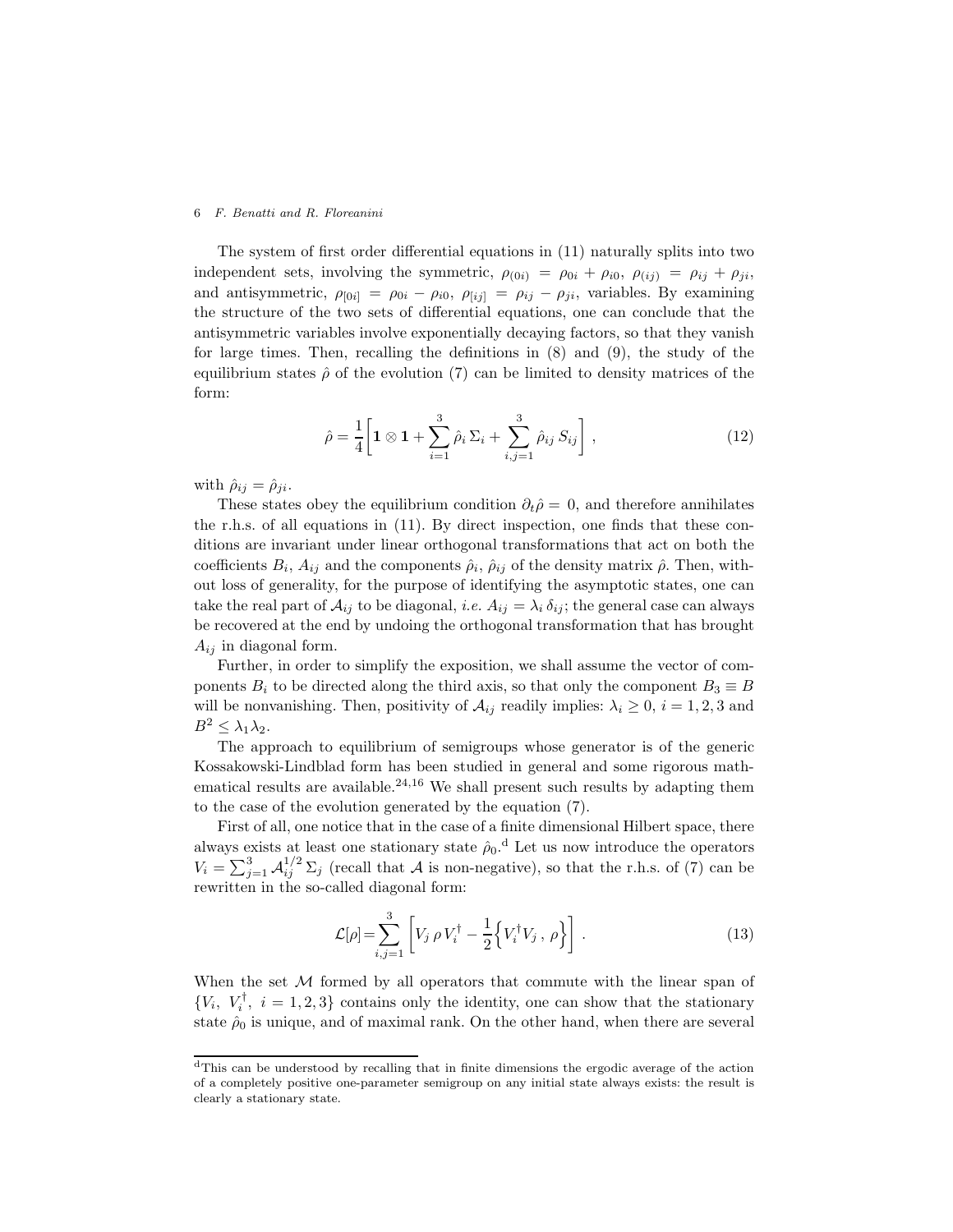The system of first order differential equations in (11) naturally splits into two independent sets, involving the symmetric, $\rho_{(0i)} = \rho_{0i} + \rho_{i0}$, $\rho_{(ij)} = \rho_{ij} + \rho_{ji}$, and antisymmetric, $\rho_{[0i]} = \rho_{0i} - \rho_{i0}$, $\rho_{[ij]} = \rho_{ij} - \rho_{ji}$, variables. By examining the structure of the two sets of differential equations, one can conclude that the antisymmetric variables involve exponentially decaying factors, so that they vanish for large times. Then, recalling the definitions in (8) and (9), the study of the equilibrium states $\hat\rho$ of the evolution (7) can be limited to density matrices of the form:

$$\hat\rho = \frac{1}{4}\bigg[\mathbf{1}\otimes\mathbf{1} + \sum_{i=1}^{3}\hat\rho_i\,\Sigma_i + \sum_{i,j=1}^{3}\hat\rho_{ij}\,S_{ij}\bigg]\ , \tag{12}$$

with $\hat\rho_{ij} = \hat\rho_{ji}$.

These states obey the equilibrium condition $\partial_t\hat\rho = 0$, and therefore annihilates the r.h.s. of all equations in (11). By direct inspection, one finds that these conditions are invariant under linear orthogonal transformations that act on both the coefficients $B_i$, $A_{ij}$ and the components $\hat\rho_i$, $\hat\rho_{ij}$ of the density matrix $\hat\rho$. Then, without loss of generality, for the purpose of identifying the asymptotic states, one can take the real part of $\mathcal{A}_{ij}$ to be diagonal, *i.e.* $A_{ij} = \lambda_i\,\delta_{ij}$; the general case can always be recovered at the end by undoing the orthogonal transformation that has brought $A_{ij}$ in diagonal form.

Further, in order to simplify the exposition, we shall assume the vector of components $B_i$ to be directed along the third axis, so that only the component $B_3 \equiv B$ will be nonvanishing. Then, positivity of $\mathcal{A}_{ij}$ readily implies: $\lambda_i \geq 0$, $i = 1,2,3$ and $B^2 \leq \lambda_1\lambda_2$.

The approach to equilibrium of semigroups whose generator is of the generic Kossakowski-Lindblad form has been studied in general and some rigorous mathematical results are available.[24,16] We shall present such results by adapting them to the case of the evolution generated by the equation (7).

First of all, one notice that in the case of a finite dimensional Hilbert space, there always exists at least one stationary state $\hat\rho_0$.[d] Let us now introduce the operators $V_i = \sum_{j=1}^{3}\mathcal{A}_{ij}^{1/2}\,\Sigma_j$ (recall that $\mathcal{A}$ is non-negative), so that the r.h.s. of (7) can be rewritten in the so-called diagonal form:

$$\mathcal{L}[\rho] = \sum_{i,j=1}^{3}\bigg[V_j\,\rho\,V_i^\dagger - \frac{1}{2}\Big\{V_i^\dagger V_j\,,\,\rho\Big\}\bigg]\ . \tag{13}$$

When the set $\mathcal{M}$ formed by all operators that commute with the linear span of $\{V_i,\ V_i^\dagger,\ i = 1,2,3\}$ contains only the identity, one can show that the stationary state $\hat\rho_0$ is unique, and of maximal rank. On the other hand, when there are several

---

[d] This can be understood by recalling that in finite dimensions the ergodic average of the action of a completely positive one-parameter semigroup on any initial state always exists: the result is clearly a stationary state.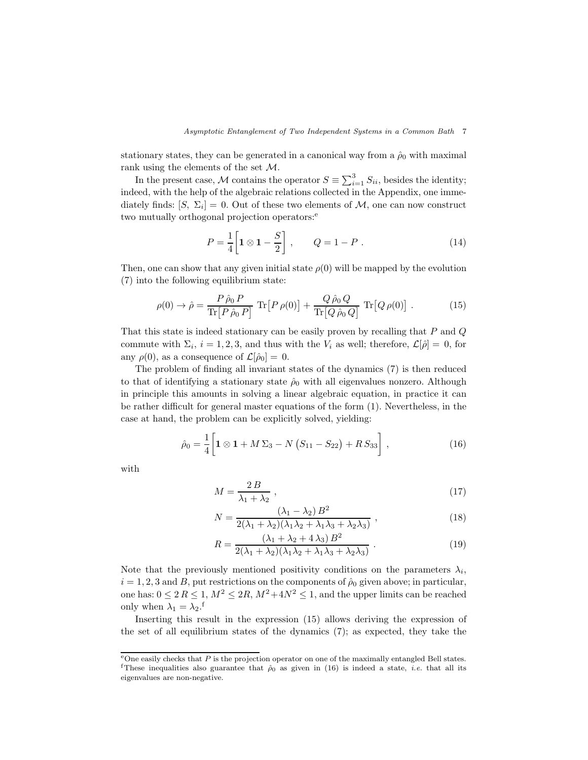stationary states, they can be generated in a canonical way from a $\hat{\rho}_0$ with maximal rank using the elements of the set $\mathcal{M}$.

In the present case, $\mathcal{M}$ contains the operator $S \equiv \sum_{i=1}^{3} S_{ii}$, besides the identity; indeed, with the help of the algebraic relations collected in the Appendix, one immediately finds: $[S,\ \Sigma_i] = 0$. Out of these two elements of $\mathcal{M}$, one can now construct two mutually orthogonal projection operators:[e]

$$P = \frac{1}{4}\bigg[\mathbf{1}\otimes\mathbf{1} - \frac{S}{2}\bigg]\ , \qquad Q = 1 - P\ . \tag{14}$$

Then, one can show that any given initial state $\rho(0)$ will be mapped by the evolution (7) into the following equilibrium state:

$$\rho(0) \to \hat{\rho} = \frac{P\,\hat{\rho}_0\,P}{\mathrm{Tr}\big[P\,\hat{\rho}_0\,P\big]}\ \mathrm{Tr}\big[P\,\rho(0)\big] + \frac{Q\,\hat{\rho}_0\,Q}{\mathrm{Tr}\big[Q\,\hat{\rho}_0\,Q\big]}\ \mathrm{Tr}\big[Q\,\rho(0)\big]\ . \tag{15}$$

That this state is indeed stationary can be easily proven by recalling that $P$ and $Q$ commute with $\Sigma_i$, $i = 1, 2, 3$, and thus with the $V_i$ as well; therefore, $\mathcal{L}[\hat{\rho}] = 0$, for any $\rho(0)$, as a consequence of $\mathcal{L}[\hat{\rho}_0] = 0$.

The problem of finding all invariant states of the dynamics (7) is then reduced to that of identifying a stationary state $\hat{\rho}_0$ with all eigenvalues nonzero. Although in principle this amounts in solving a linear algebraic equation, in practice it can be rather difficult for general master equations of the form (1). Nevertheless, in the case at hand, the problem can be explicitly solved, yielding:

$$\hat{\rho}_0 = \frac{1}{4}\bigg[\mathbf{1}\otimes\mathbf{1} + M\,\Sigma_3 - N\,\big(S_{11} - S_{22}\big) + R\,S_{33}\bigg]\ , \tag{16}$$

with

$$M = \frac{2\,B}{\lambda_1 + \lambda_2}\ , \tag{17}$$

$$N = \frac{(\lambda_1 - \lambda_2)\,B^2}{2(\lambda_1 + \lambda_2)(\lambda_1\lambda_2 + \lambda_1\lambda_3 + \lambda_2\lambda_3)}\ , \tag{18}$$

$$R = \frac{(\lambda_1 + \lambda_2 + 4\,\lambda_3)\,B^2}{2(\lambda_1 + \lambda_2)(\lambda_1\lambda_2 + \lambda_1\lambda_3 + \lambda_2\lambda_3)}\ . \tag{19}$$

Note that the previously mentioned positivity conditions on the parameters $\lambda_i$, $i = 1, 2, 3$ and $B$, put restrictions on the components of $\hat{\rho}_0$ given above; in particular, one has: $0 \le 2\,R \le 1$, $M^2 \le 2R$, $M^2 + 4N^2 \le 1$, and the upper limits can be reached only when $\lambda_1 = \lambda_2$.[f]

Inserting this result in the expression (15) allows deriving the expression of the set of all equilibrium states of the dynamics (7); as expected, they take the

---

[e] One easily checks that $P$ is the projection operator on one of the maximally entangled Bell states.

[f] These inequalities also guarantee that $\hat{\rho}_0$ as given in (16) is indeed a state, *i.e.* that all its eigenvalues are non-negative.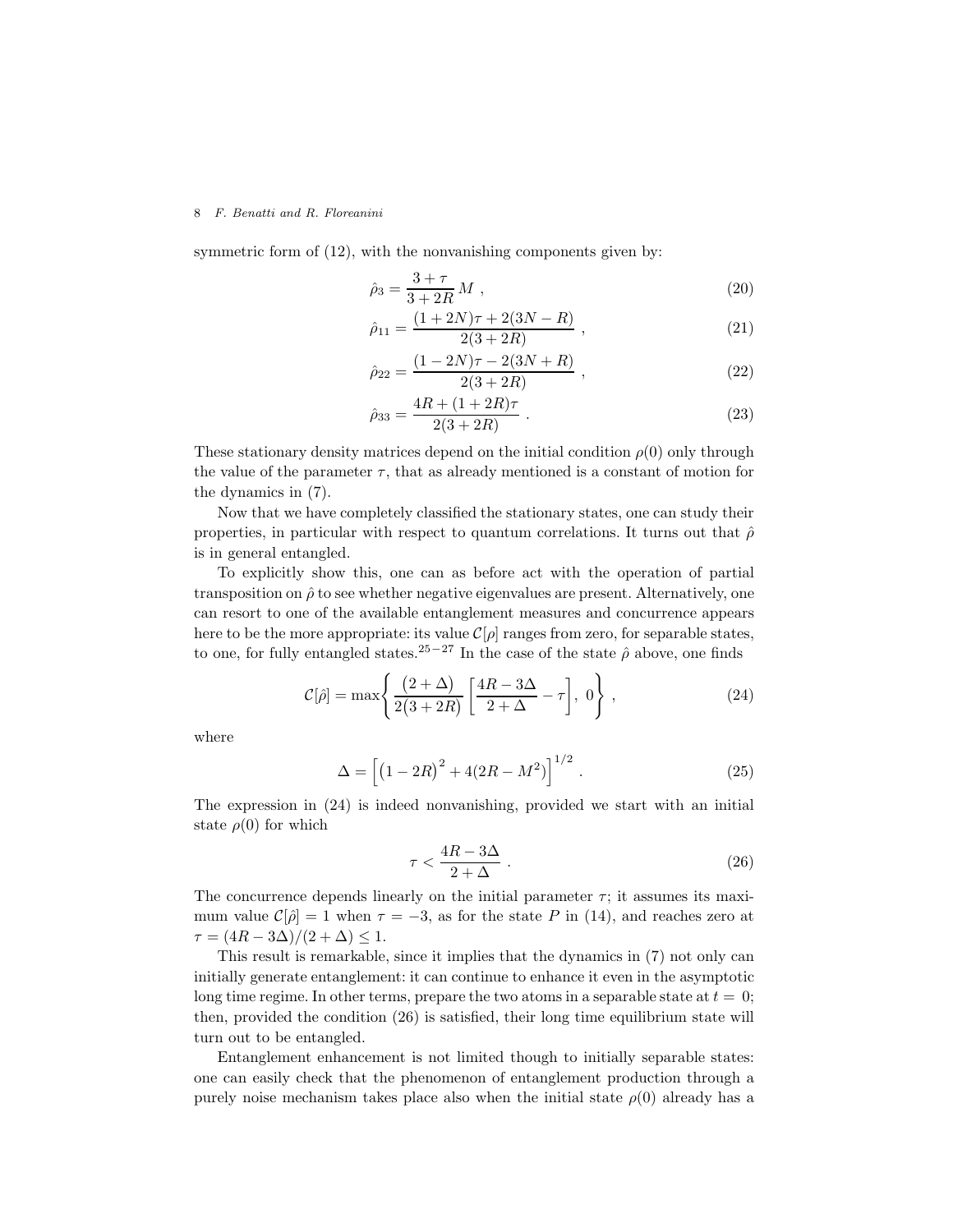symmetric form of (12), with the nonvanishing components given by:

$$\hat{\rho}_3 = \frac{3+\tau}{3+2R}\, M \ , \tag{20}$$

$$\hat{\rho}_{11} = \frac{(1+2N)\tau + 2(3N-R)}{2(3+2R)} \ , \tag{21}$$

$$\hat{\rho}_{22} = \frac{(1-2N)\tau - 2(3N+R)}{2(3+2R)} \ , \tag{22}$$

$$\hat{\rho}_{33} = \frac{4R + (1+2R)\tau}{2(3+2R)} \ . \tag{23}$$

These stationary density matrices depend on the initial condition $\rho(0)$ only through the value of the parameter $\tau$, that as already mentioned is a constant of motion for the dynamics in (7).

Now that we have completely classified the stationary states, one can study their properties, in particular with respect to quantum correlations. It turns out that $\hat{\rho}$ is in general entangled.

To explicitly show this, one can as before act with the operation of partial transposition on $\hat{\rho}$ to see whether negative eigenvalues are present. Alternatively, one can resort to one of the available entanglement measures and concurrence appears here to be the more appropriate: its value $\mathcal{C}[\rho]$ ranges from zero, for separable states, to one, for fully entangled states.[25−27] In the case of the state $\hat{\rho}$ above, one finds

$$\mathcal{C}[\hat{\rho}] = \max\left\{ \frac{(2+\Delta)}{2(3+2R)} \left[ \frac{4R-3\Delta}{2+\Delta} - \tau \right],\ 0 \right\} \ , \tag{24}$$

where

$$\Delta = \Big[ \big(1-2R\big)^2 + 4(2R - M^2) \Big]^{1/2} \ . \tag{25}$$

The expression in (24) is indeed nonvanishing, provided we start with an initial state $\rho(0)$ for which

$$\tau < \frac{4R-3\Delta}{2+\Delta} \ . \tag{26}$$

The concurrence depends linearly on the initial parameter $\tau$; it assumes its maximum value $\mathcal{C}[\hat{\rho}] = 1$ when $\tau = -3$, as for the state $P$ in (14), and reaches zero at $\tau = (4R-3\Delta)/(2+\Delta) \leq 1$.

This result is remarkable, since it implies that the dynamics in (7) not only can initially generate entanglement: it can continue to enhance it even in the asymptotic long time regime. In other terms, prepare the two atoms in a separable state at $t = 0$; then, provided the condition (26) is satisfied, their long time equilibrium state will turn out to be entangled.

Entanglement enhancement is not limited though to initially separable states: one can easily check that the phenomenon of entanglement production through a purely noise mechanism takes place also when the initial state $\rho(0)$ already has a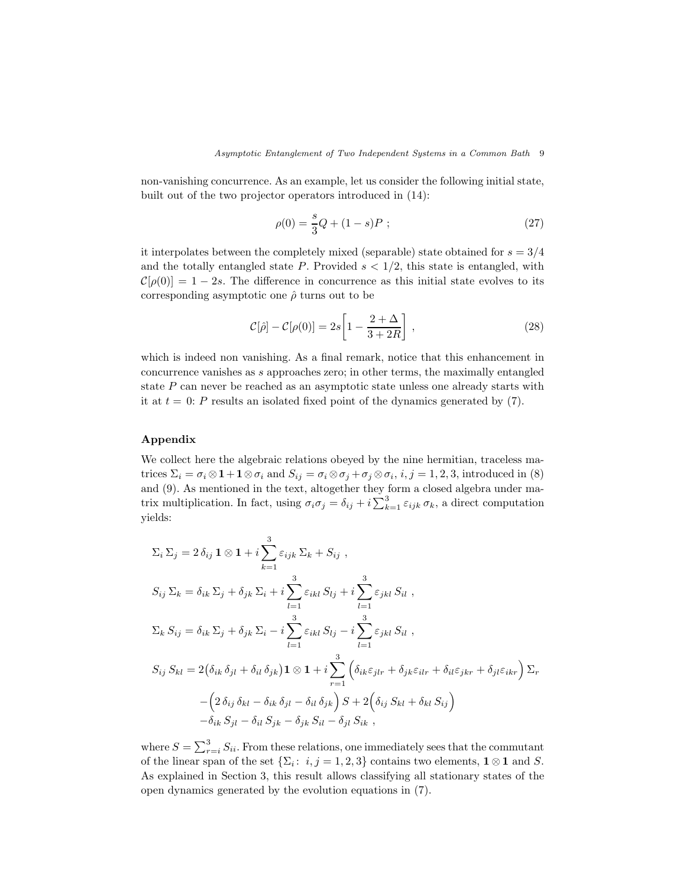non-vanishing concurrence. As an example, let us consider the following initial state, built out of the two projector operators introduced in (14):

$$\rho(0) = \frac{s}{3} Q + (1-s) P \; ; \tag{27}$$

it interpolates between the completely mixed (separable) state obtained for $s = 3/4$ and the totally entangled state $P$. Provided $s < 1/2$, this state is entangled, with $\mathcal{C}[\rho(0)] = 1 - 2s$. The difference in concurrence as this initial state evolves to its corresponding asymptotic one $\hat{\rho}$ turns out to be

$$\mathcal{C}[\hat{\rho}] - \mathcal{C}[\rho(0)] = 2s \left[ 1 - \frac{2+\Delta}{3+2R} \right] \; , \tag{28}$$

which is indeed non vanishing. As a final remark, notice that this enhancement in concurrence vanishes as $s$ approaches zero; in other terms, the maximally entangled state $P$ can never be reached as an asymptotic state unless one already starts with it at $t = 0$: $P$ results an isolated fixed point of the dynamics generated by (7).

## Appendix

We collect here the algebraic relations obeyed by the nine hermitian, traceless matrices $\Sigma_i = \sigma_i \otimes \mathbf{1} + \mathbf{1} \otimes \sigma_i$ and $S_{ij} = \sigma_i \otimes \sigma_j + \sigma_j \otimes \sigma_i$, $i, j = 1, 2, 3$, introduced in (8) and (9). As mentioned in the text, altogether they form a closed algebra under matrix multiplication. In fact, using $\sigma_i \sigma_j = \delta_{ij} + i \sum_{k=1}^{3} \varepsilon_{ijk}\, \sigma_k$, a direct computation yields:

$$\Sigma_i \, \Sigma_j = 2\, \delta_{ij}\, \mathbf{1} \otimes \mathbf{1} + i \sum_{k=1}^{3} \varepsilon_{ijk}\, \Sigma_k + S_{ij} \; ,$$

$$S_{ij}\, \Sigma_k = \delta_{ik}\, \Sigma_j + \delta_{jk}\, \Sigma_i + i \sum_{l=1}^{3} \varepsilon_{ikl}\, S_{lj} + i \sum_{l=1}^{3} \varepsilon_{jkl}\, S_{il} \; ,$$

$$\Sigma_k\, S_{ij} = \delta_{ik}\, \Sigma_j + \delta_{jk}\, \Sigma_i - i \sum_{l=1}^{3} \varepsilon_{ikl}\, S_{lj} - i \sum_{l=1}^{3} \varepsilon_{jkl}\, S_{il} \; ,$$

$$\begin{aligned} S_{ij}\, S_{kl} = {} & 2\big(\delta_{ik}\, \delta_{jl} + \delta_{il}\, \delta_{jk}\big) \mathbf{1} \otimes \mathbf{1} + i \sum_{r=1}^{3} \Big( \delta_{ik} \varepsilon_{jlr} + \delta_{jk} \varepsilon_{ilr} + \delta_{il} \varepsilon_{jkr} + \delta_{jl} \varepsilon_{ikr} \Big) \Sigma_r \\ & - \Big( 2\, \delta_{ij}\, \delta_{kl} - \delta_{ik}\, \delta_{jl} - \delta_{il}\, \delta_{jk} \Big) S + 2 \Big( \delta_{ij}\, S_{kl} + \delta_{kl}\, S_{ij} \Big) \\ & - \delta_{ik}\, S_{jl} - \delta_{il}\, S_{jk} - \delta_{jk}\, S_{il} - \delta_{jl}\, S_{ik} \; , \end{aligned}$$

where $S = \sum_{r=i}^{3} S_{ii}$. From these relations, one immediately sees that the commutant of the linear span of the set $\{\Sigma_i \colon \; i, j = 1, 2, 3\}$ contains two elements, $\mathbf{1} \otimes \mathbf{1}$ and $S$. As explained in Section 3, this result allows classifying all stationary states of the open dynamics generated by the evolution equations in (7).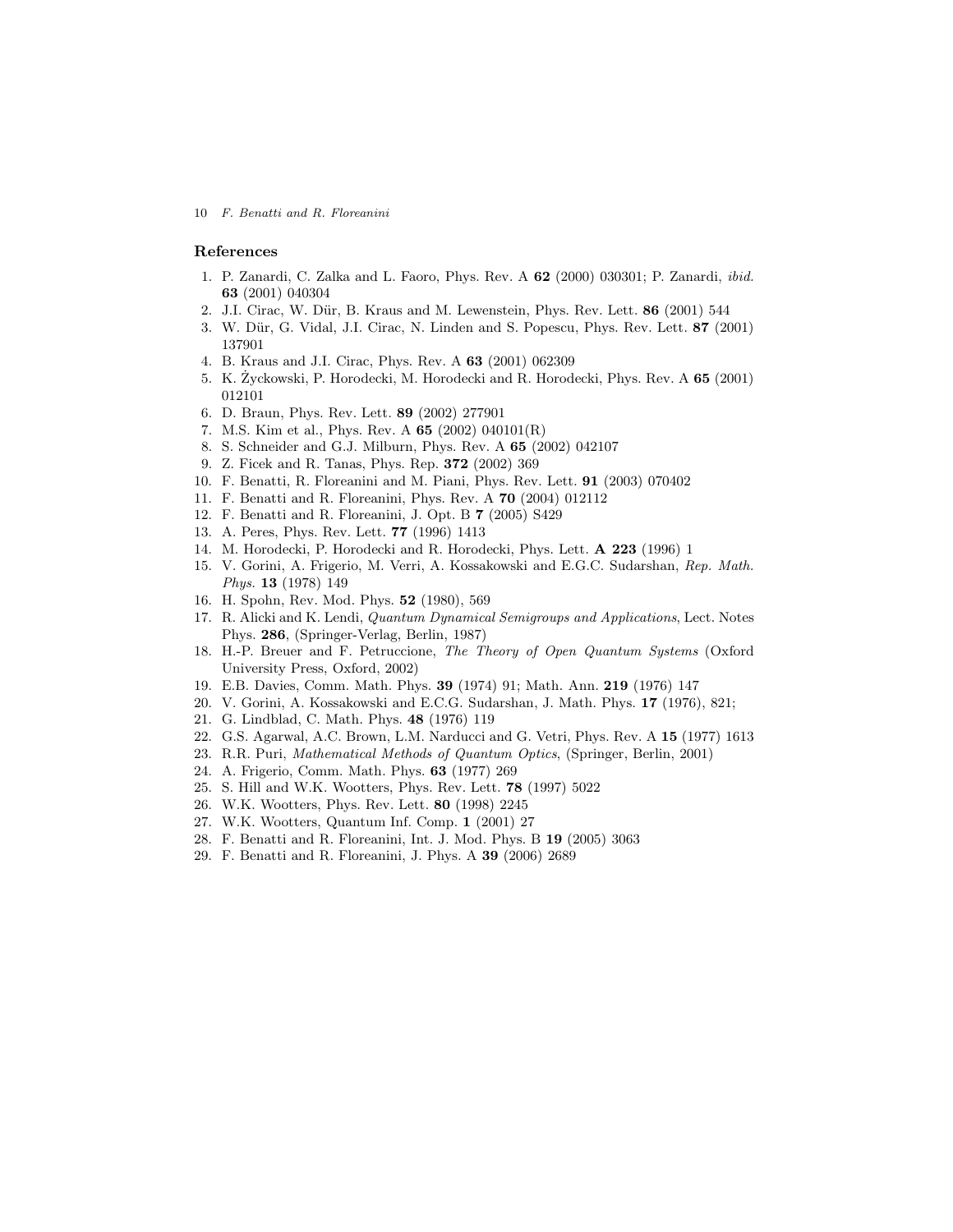## References

1. P. Zanardi, C. Zalka and L. Faoro, Phys. Rev. A **62** (2000) 030301; P. Zanardi, *ibid.* **63** (2001) 040304
2. J.I. Cirac, W. Dür, B. Kraus and M. Lewenstein, Phys. Rev. Lett. **86** (2001) 544
3. W. Dür, G. Vidal, J.I. Cirac, N. Linden and S. Popescu, Phys. Rev. Lett. **87** (2001) 137901
4. B. Kraus and J.I. Cirac, Phys. Rev. A **63** (2001) 062309
5. K. Życkowski, P. Horodecki, M. Horodecki and R. Horodecki, Phys. Rev. A **65** (2001) 012101
6. D. Braun, Phys. Rev. Lett. **89** (2002) 277901
7. M.S. Kim et al., Phys. Rev. A **65** (2002) 040101(R)
8. S. Schneider and G.J. Milburn, Phys. Rev. A **65** (2002) 042107
9. Z. Ficek and R. Tanas, Phys. Rep. **372** (2002) 369
10. F. Benatti, R. Floreanini and M. Piani, Phys. Rev. Lett. **91** (2003) 070402
11. F. Benatti and R. Floreanini, Phys. Rev. A **70** (2004) 012112
12. F. Benatti and R. Floreanini, J. Opt. B **7** (2005) S429
13. A. Peres, Phys. Rev. Lett. **77** (1996) 1413
14. M. Horodecki, P. Horodecki and R. Horodecki, Phys. Lett. **A 223** (1996) 1
15. V. Gorini, A. Frigerio, M. Verri, A. Kossakowski and E.G.C. Sudarshan, *Rep. Math. Phys.* **13** (1978) 149
16. H. Spohn, Rev. Mod. Phys. **52** (1980), 569
17. R. Alicki and K. Lendi, *Quantum Dynamical Semigroups and Applications*, Lect. Notes Phys. **286**, (Springer-Verlag, Berlin, 1987)
18. H.-P. Breuer and F. Petruccione, *The Theory of Open Quantum Systems* (Oxford University Press, Oxford, 2002)
19. E.B. Davies, Comm. Math. Phys. **39** (1974) 91; Math. Ann. **219** (1976) 147
20. V. Gorini, A. Kossakowski and E.C.G. Sudarshan, J. Math. Phys. **17** (1976), 821;
21. G. Lindblad, C. Math. Phys. **48** (1976) 119
22. G.S. Agarwal, A.C. Brown, L.M. Narducci and G. Vetri, Phys. Rev. A **15** (1977) 1613
23. R.R. Puri, *Mathematical Methods of Quantum Optics*, (Springer, Berlin, 2001)
24. A. Frigerio, Comm. Math. Phys. **63** (1977) 269
25. S. Hill and W.K. Wootters, Phys. Rev. Lett. **78** (1997) 5022
26. W.K. Wootters, Phys. Rev. Lett. **80** (1998) 2245
27. W.K. Wootters, Quantum Inf. Comp. **1** (2001) 27
28. F. Benatti and R. Floreanini, Int. J. Mod. Phys. B **19** (2005) 3063
29. F. Benatti and R. Floreanini, J. Phys. A **39** (2006) 2689